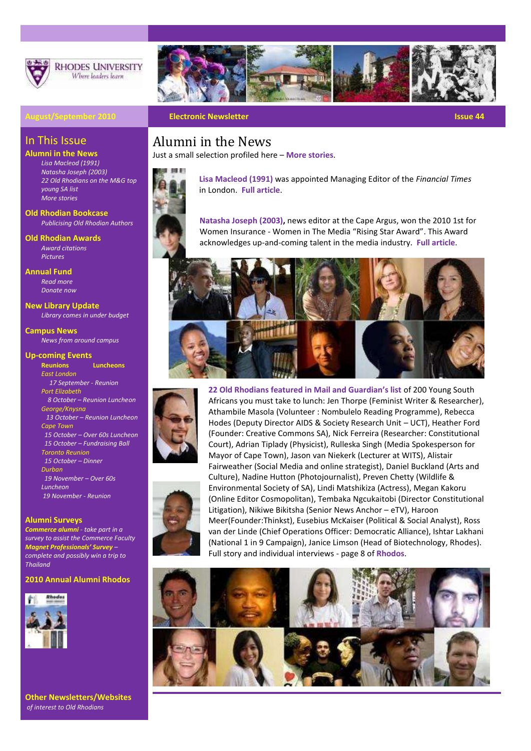RHODES UNIVERSITY
*Where leaders learn*

August/September 2010 | Electronic Newsletter | Issue 44

## In This Issue

**Alumni in the News**
*Lisa Macleod (1991)*
*Natasha Joseph (2003)*
*22 Old Rhodians on the M&G top young SA list*
*More stories*

**Old Rhodian Bookcase**
*Publicising Old Rhodian Authors*

**Old Rhodian Awards**
*Award citations*
*Pictures*

**Annual Fund**
*Read more*
*Donate now*

**New Library Update**
*Library comes in under budget*

**Campus News**
*News from around campus*

**Up-coming Events**
**Reunions** **Luncheons**
*East London*
*17 September - Reunion*
*Port Elizabeth*
*8 October – Reunion Luncheon*
*George/Knysna*
*13 October – Reunion Luncheon*
*Cape Town*
*15 October – Over 60s Luncheon*
*15 October – Fundraising Ball*
*Toronto Reunion*
*15 October – Dinner*
*Durban*
*19 November – Over 60s Luncheon*
*19 November - Reunion*

**Alumni Surveys**
***Commerce alumni*** *- take part in a survey to assist the Commerce Faculty*
***Magnet Professionals' Survey*** *– complete and possibly win a trip to Thailand*

**2010 Annual Alumni Rhodos**

**Other Newsletters/Websites**
*of interest to Old Rhodians*

# Alumni in the News

Just a small selection profiled here – **More stories**.

**Lisa Macleod (1991)** was appointed Managing Editor of the *Financial Times* in London. **Full article**.

**Natasha Joseph (2003),** news editor at the Cape Argus, won the 2010 1st for Women Insurance - Women in The Media "Rising Star Award". This Award acknowledges up-and-coming talent in the media industry. **Full article**.

**22 Old Rhodians featured in Mail and Guardian's list** of 200 Young South Africans you must take to lunch: Jen Thorpe (Feminist Writer & Researcher), Athambile Masola (Volunteer : Nombulelo Reading Programme), Rebecca Hodes (Deputy Director AIDS & Society Research Unit – UCT), Heather Ford (Founder: Creative Commons SA), Nick Ferreira (Researcher: Constitutional Court), Adrian Tiplady (Physicist), Rulleska Singh (Media Spokesperson for Mayor of Cape Town), Jason van Niekerk (Lecturer at WITS), Alistair Fairweather (Social Media and online strategist), Daniel Buckland (Arts and Culture), Nadine Hutton (Photojournalist), Preven Chetty (Wildlife & Environmental Society of SA), Lindi Matshikiza (Actress), Megan Kakoru (Online Editor Cosmopolitan), Tembaka Ngcukaitobi (Director Constitutional Litigation), Nikiwe Bikitsha (Senior News Anchor – eTV), Haroon Meer(Founder:Thinkst), Eusebius McKaiser (Political & Social Analyst), Ross van der Linde (Chief Operations Officer: Democratic Alliance), Ishtar Lakhani (National 1 in 9 Campaign), Janice Limson (Head of Biotechnology, Rhodes). Full story and individual interviews - page 8 of **Rhodos**.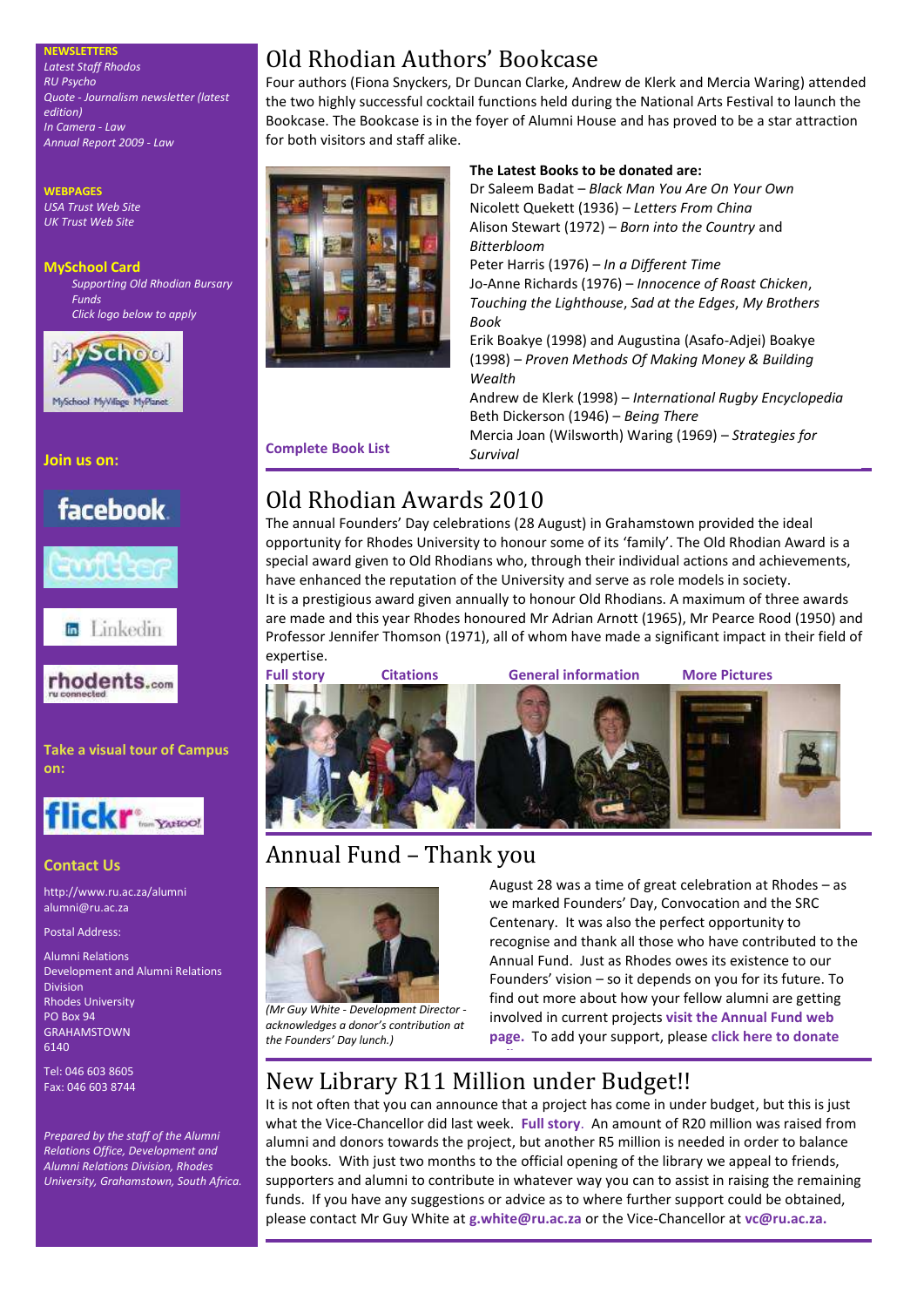**NEWSLETTERS**

*Latest Staff Rhodos*
*RU Psycho*
*Quote - Journalism newsletter (latest edition)*
*In Camera - Law*
*Annual Report 2009 - Law*

**WEBPAGES**

*USA Trust Web Site*
*UK Trust Web Site*

**MySchool Card**

*Supporting Old Rhodian Bursary Funds*
*Click logo below to apply*

**Join us on:**

**Take a visual tour of Campus on:**

**Contact Us**

http://www.ru.ac.za/alumni
alumni@ru.ac.za

Postal Address:

Alumni Relations
Development and Alumni Relations Division
Rhodes University
PO Box 94
GRAHAMSTOWN
6140

Tel: 046 603 8605
Fax: 046 603 8744

*Prepared by the staff of the Alumni Relations Office, Development and Alumni Relations Division, Rhodes University, Grahamstown, South Africa.*

# Old Rhodian Authors' Bookcase

Four authors (Fiona Snyckers, Dr Duncan Clarke, Andrew de Klerk and Mercia Waring) attended the two highly successful cocktail functions held during the National Arts Festival to launch the Bookcase. The Bookcase is in the foyer of Alumni House and has proved to be a star attraction for both visitors and staff alike.

**The Latest Books to be donated are:**

Dr Saleem Badat – *Black Man You Are On Your Own*
Nicolett Quekett (1936) – *Letters From China*
Alison Stewart (1972) – *Born into the Country* and *Bitterbloom*
Peter Harris (1976) – *In a Different Time*
Jo-Anne Richards (1976) – *Innocence of Roast Chicken*, *Touching the Lighthouse*, *Sad at the Edges*, *My Brothers Book*
Erik Boakye (1998) and Augustina (Asafo-Adjei) Boakye (1998) – *Proven Methods Of Making Money & Building Wealth*
Andrew de Klerk (1998) – *International Rugby Encyclopedia*
Beth Dickerson (1946) – *Being There*
Mercia Joan (Wilsworth) Waring (1969) – *Strategies for Survival*

**Complete Book List**

# Old Rhodian Awards 2010

The annual Founders' Day celebrations (28 August) in Grahamstown provided the ideal opportunity for Rhodes University to honour some of its 'family'. The Old Rhodian Award is a special award given to Old Rhodians who, through their individual actions and achievements, have enhanced the reputation of the University and serve as role models in society.
It is a prestigious award given annually to honour Old Rhodians. A maximum of three awards are made and this year Rhodes honoured Mr Adrian Arnott (1965), Mr Pearce Rood (1950) and Professor Jennifer Thomson (1971), all of whom have made a significant impact in their field of expertise.

**Full story** **Citations** **General information** **More Pictures**

# Annual Fund – Thank you

*(Mr Guy White - Development Director - acknowledges a donor's contribution at the Founders' Day lunch.)*

August 28 was a time of great celebration at Rhodes – as we marked Founders' Day, Convocation and the SRC Centenary. It was also the perfect opportunity to recognise and thank all those who have contributed to the Annual Fund. Just as Rhodes owes its existence to our Founders' vision – so it depends on you for its future. To find out more about how your fellow alumni are getting involved in current projects **visit the Annual Fund web page.** To add your support, please **click here to donate**

# New Library R11 Million under Budget!!

It is not often that you can announce that a project has come in under budget, but this is just what the Vice-Chancellor did last week. **Full story**. An amount of R20 million was raised from alumni and donors towards the project, but another R5 million is needed in order to balance the books. With just two months to the official opening of the library we appeal to friends, supporters and alumni to contribute in whatever way you can to assist in raising the remaining funds. If you have any suggestions or advice as to where further support could be obtained, please contact Mr Guy White at **g.white@ru.ac.za** or the Vice-Chancellor at **vc@ru.ac.za.**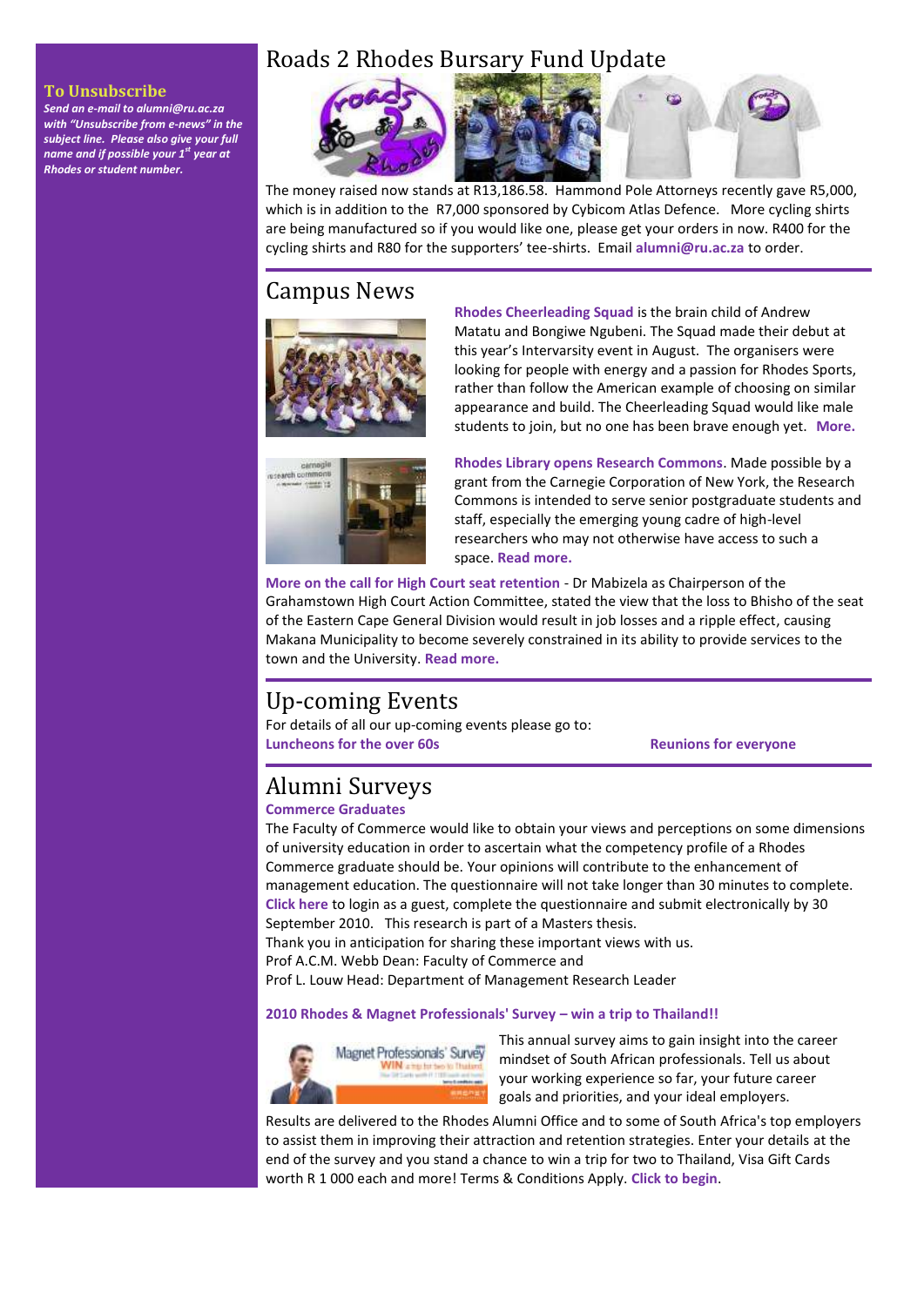**To Unsubscribe**

***Send an e-mail to alumni@ru.ac.za with "Unsubscribe from e-news" in the subject line. Please also give your full name and if possible your 1st year at Rhodes or student number.***

# Roads 2 Rhodes Bursary Fund Update

The money raised now stands at R13,186.58. Hammond Pole Attorneys recently gave R5,000, which is in addition to the R7,000 sponsored by Cybicom Atlas Defence. More cycling shirts are being manufactured so if you would like one, please get your orders in now. R400 for the cycling shirts and R80 for the supporters' tee-shirts. Email **alumni@ru.ac.za** to order.

# Campus News

**Rhodes Cheerleading Squad** is the brain child of Andrew Matatu and Bongiwe Ngubeni. The Squad made their debut at this year's Intervarsity event in August. The organisers were looking for people with energy and a passion for Rhodes Sports, rather than follow the American example of choosing on similar appearance and build. The Cheerleading Squad would like male students to join, but no one has been brave enough yet. **More.**

**Rhodes Library opens Research Commons**. Made possible by a grant from the Carnegie Corporation of New York, the Research Commons is intended to serve senior postgraduate students and staff, especially the emerging young cadre of high-level researchers who may not otherwise have access to such a space. **Read more.**

**More on the call for High Court seat retention** - Dr Mabizela as Chairperson of the Grahamstown High Court Action Committee, stated the view that the loss to Bhisho of the seat of the Eastern Cape General Division would result in job losses and a ripple effect, causing Makana Municipality to become severely constrained in its ability to provide services to the town and the University. **Read more.**

# Up-coming Events

For details of all our up-coming events please go to:

**Luncheons for the over 60s**

**Reunions for everyone**

# Alumni Surveys

**Commerce Graduates**

The Faculty of Commerce would like to obtain your views and perceptions on some dimensions of university education in order to ascertain what the competency profile of a Rhodes Commerce graduate should be. Your opinions will contribute to the enhancement of management education. The questionnaire will not take longer than 30 minutes to complete. **Click here** to login as a guest, complete the questionnaire and submit electronically by 30 September 2010. This research is part of a Masters thesis.

Thank you in anticipation for sharing these important views with us.

Prof A.C.M. Webb Dean: Faculty of Commerce and

Prof L. Louw Head: Department of Management Research Leader

**2010 Rhodes & Magnet Professionals' Survey – win a trip to Thailand!!**

This annual survey aims to gain insight into the career mindset of South African professionals. Tell us about your working experience so far, your future career goals and priorities, and your ideal employers.

Results are delivered to the Rhodes Alumni Office and to some of South Africa's top employers to assist them in improving their attraction and retention strategies. Enter your details at the end of the survey and you stand a chance to win a trip for two to Thailand, Visa Gift Cards worth R 1 000 each and more! Terms & Conditions Apply. **Click to begin**.